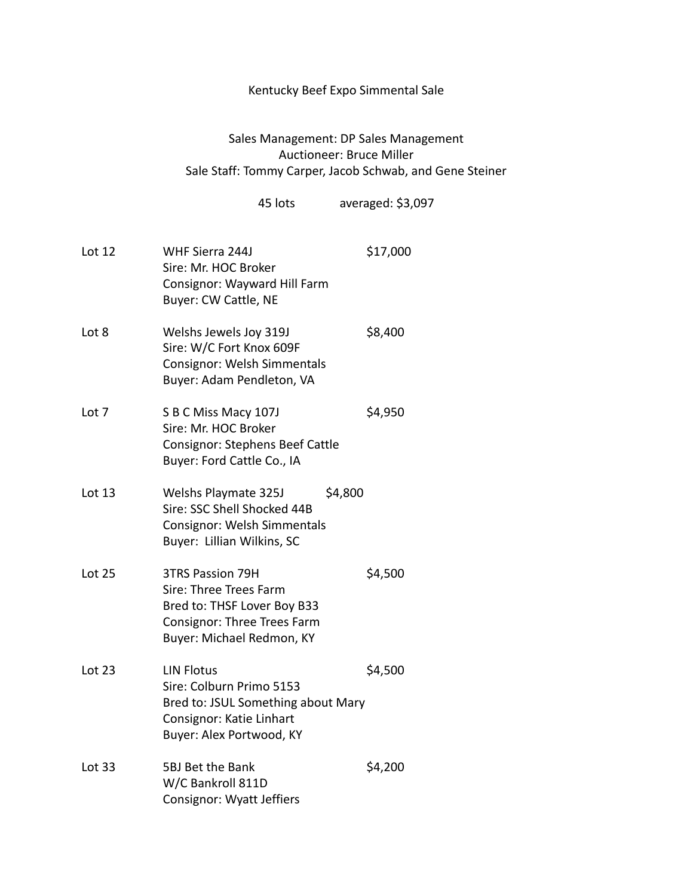# Kentucky Beef Expo Simmental Sale

Sales Management: DP Sales Management
Auctioneer: Bruce Miller
Sale Staff: Tommy Carper, Jacob Schwab, and Gene Steiner

45 lots averaged: $3,097

**Lot 12** — WHF Sierra 244J — $17,000
Sire: Mr. HOC Broker
Consignor: Wayward Hill Farm
Buyer: CW Cattle, NE

**Lot 8** — Welshs Jewels Joy 319J — $8,400
Sire: W/C Fort Knox 609F
Consignor: Welsh Simmentals
Buyer: Adam Pendleton, VA

**Lot 7** — S B C Miss Macy 107J — $4,950
Sire: Mr. HOC Broker
Consignor: Stephens Beef Cattle
Buyer: Ford Cattle Co., IA

**Lot 13** — Welshs Playmate 325J — $4,800
Sire: SSC Shell Shocked 44B
Consignor: Welsh Simmentals
Buyer: Lillian Wilkins, SC

**Lot 25** — 3TRS Passion 79H — $4,500
Sire: Three Trees Farm
Bred to: THSF Lover Boy B33
Consignor: Three Trees Farm
Buyer: Michael Redmon, KY

**Lot 23** — LIN Flotus — $4,500
Sire: Colburn Primo 5153
Bred to: JSUL Something about Mary
Consignor: Katie Linhart
Buyer: Alex Portwood, KY

**Lot 33** — 5BJ Bet the Bank — $4,200
W/C Bankroll 811D
Consignor: Wyatt Jeffiers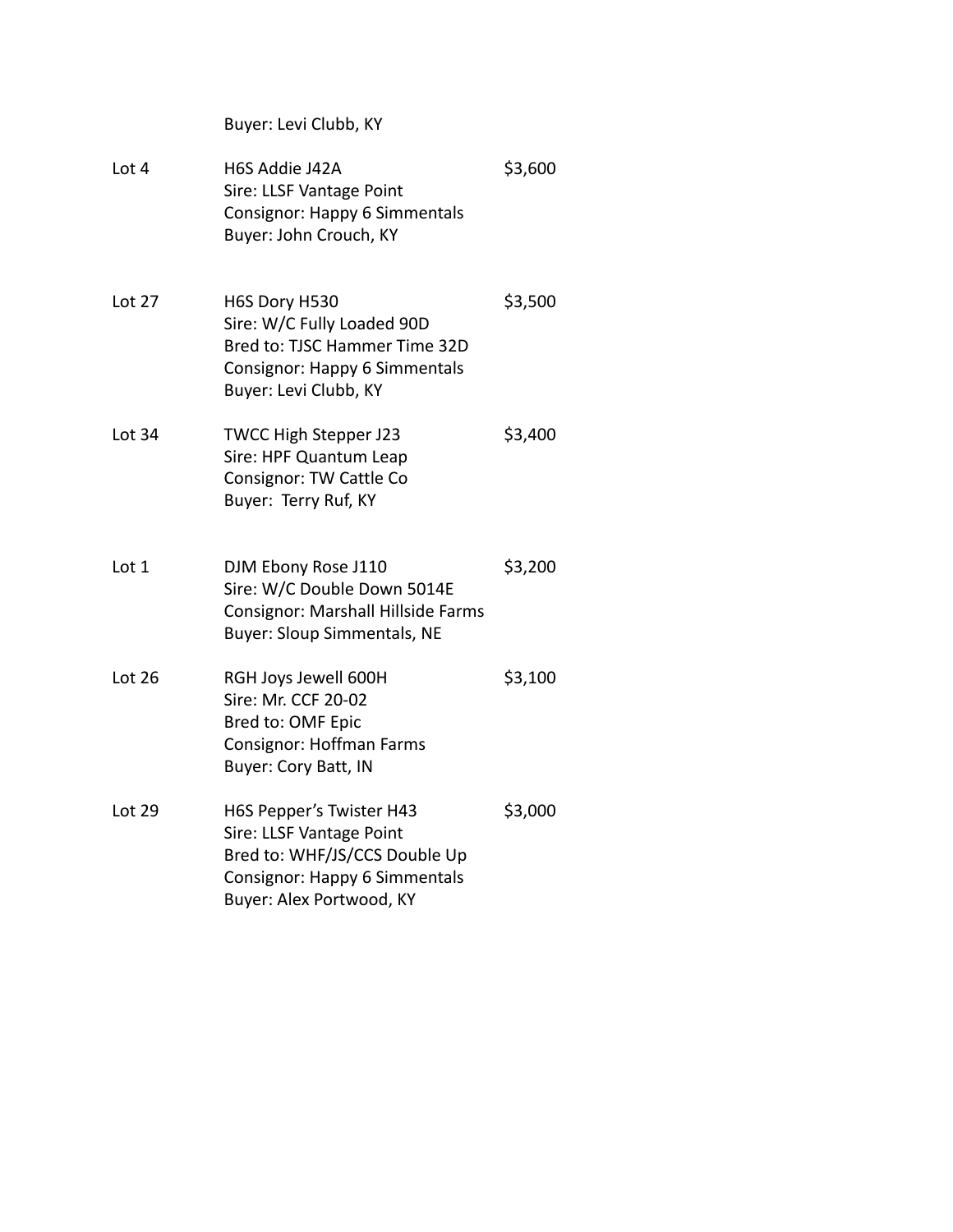Buyer: Levi Clubb, KY

| | | |
|---|---|---|
| Lot 4 | H6S Addie J42A<br>Sire: LLSF Vantage Point<br>Consignor: Happy 6 Simmentals<br>Buyer: John Crouch, KY | $3,600 |
| Lot 27 | H6S Dory H530<br>Sire: W/C Fully Loaded 90D<br>Bred to: TJSC Hammer Time 32D<br>Consignor: Happy 6 Simmentals<br>Buyer: Levi Clubb, KY | $3,500 |
| Lot 34 | TWCC High Stepper J23<br>Sire: HPF Quantum Leap<br>Consignor: TW Cattle Co<br>Buyer: Terry Ruf, KY | $3,400 |
| Lot 1 | DJM Ebony Rose J110<br>Sire: W/C Double Down 5014E<br>Consignor: Marshall Hillside Farms<br>Buyer: Sloup Simmentals, NE | $3,200 |
| Lot 26 | RGH Joys Jewell 600H<br>Sire: Mr. CCF 20-02<br>Bred to: OMF Epic<br>Consignor: Hoffman Farms<br>Buyer: Cory Batt, IN | $3,100 |
| Lot 29 | H6S Pepper's Twister H43<br>Sire: LLSF Vantage Point<br>Bred to: WHF/JS/CCS Double Up<br>Consignor: Happy 6 Simmentals<br>Buyer: Alex Portwood, KY | $3,000 |